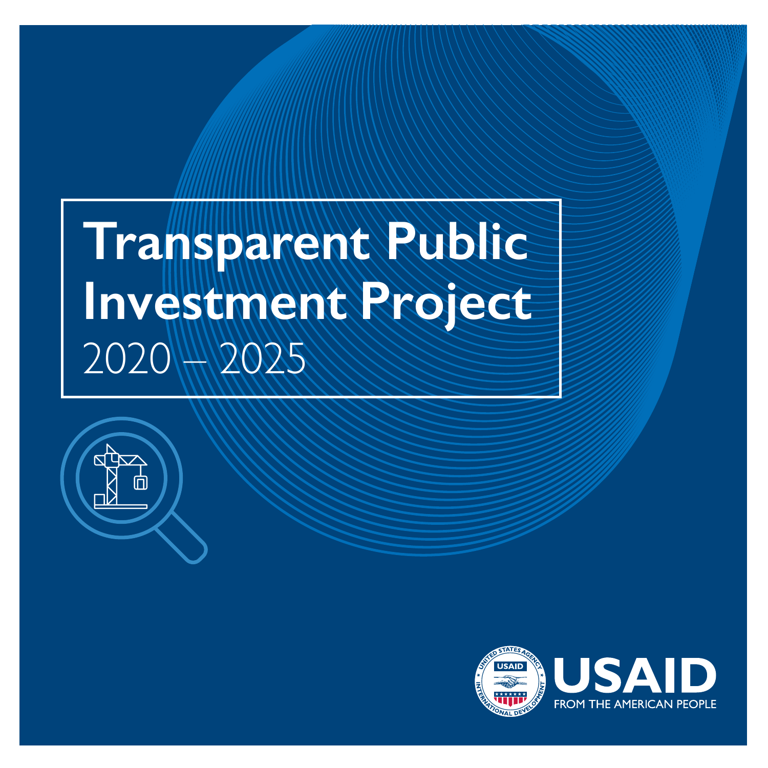# Transparent Public Investment Project

2020 – 2025

USAID

FROM THE AMERICAN PEOPLE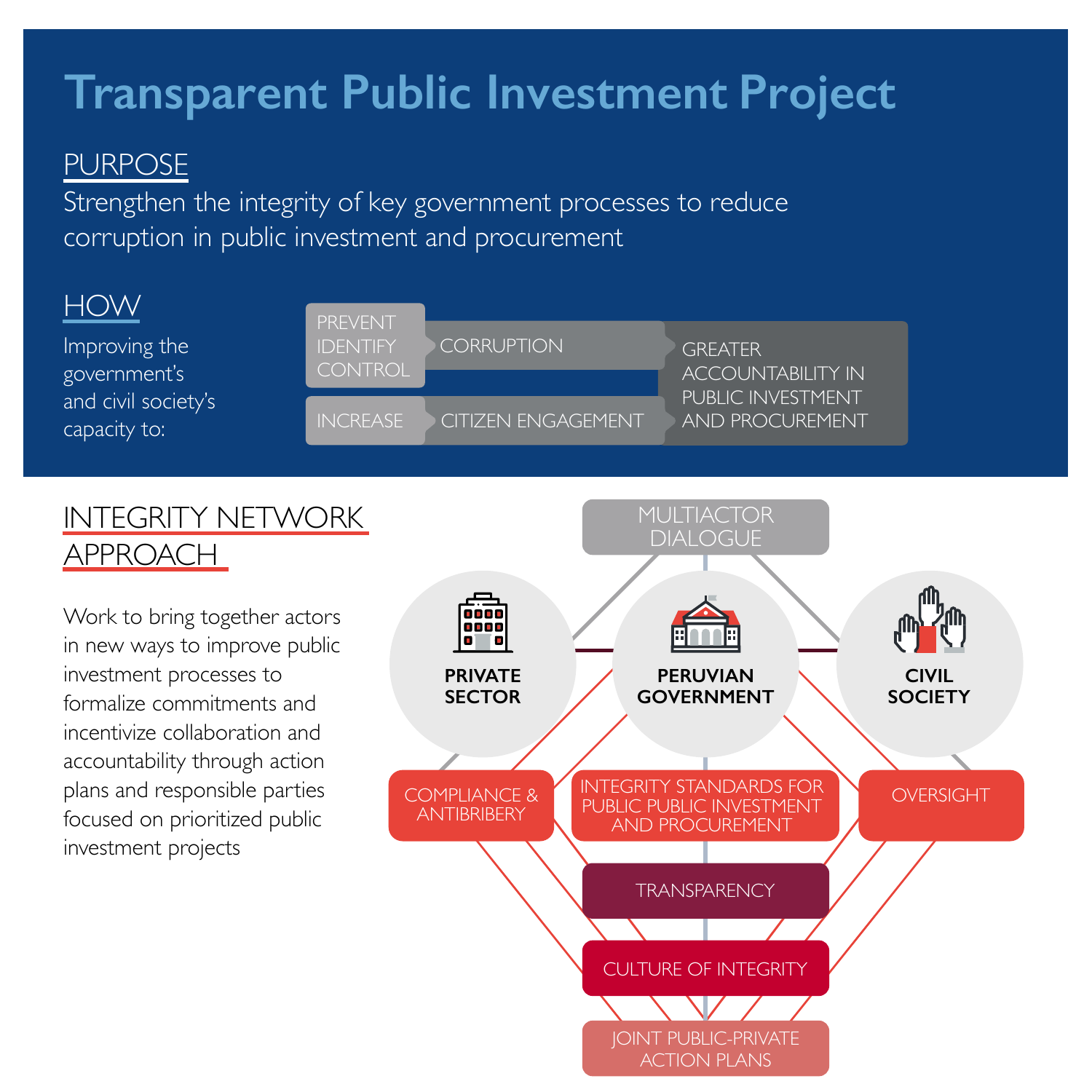# Transparent Public Investment Project

## PURPOSE

Strengthen the integrity of key government processes to reduce corruption in public investment and procurement

## HOW

Improving the government's and civil society's capacity to:

- PREVENT / IDENTIFY / CONTROL → CORRUPTION
- INCREASE → CITIZEN ENGAGEMENT

→ GREATER ACCOUNTABILITY IN PUBLIC INVESTMENT AND PROCUREMENT

## INTEGRITY NETWORK APPROACH

Work to bring together actors in new ways to improve public investment processes to formalize commitments and incentivize collaboration and accountability through action plans and responsible parties focused on prioritized public investment projects

MULTIACTOR DIALOGUE

PRIVATE SECTOR

PERUVIAN GOVERNMENT

CIVIL SOCIETY

COMPLIANCE & ANTIBRIBERY

INTEGRITY STANDARDS FOR PUBLIC PUBLIC INVESTMENT AND PROCUREMENT

OVERSIGHT

TRANSPARENCY

CULTURE OF INTEGRITY

JOINT PUBLIC-PRIVATE ACTION PLANS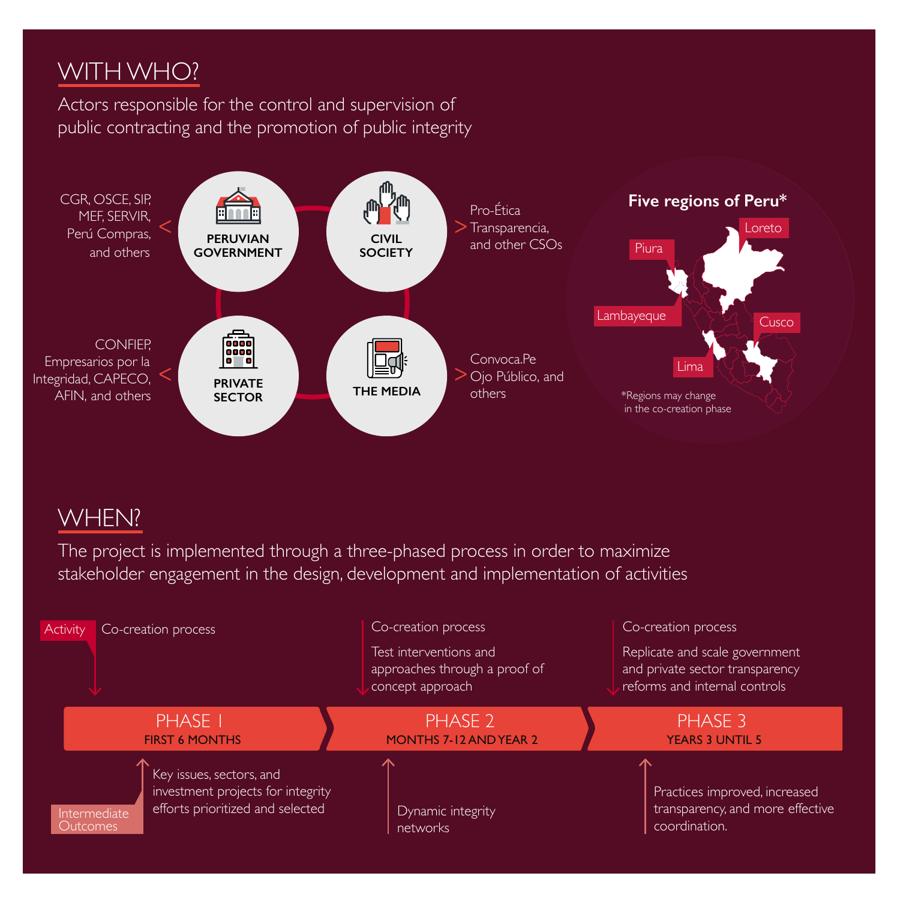## WITH WHO?

Actors responsible for the control and supervision of public contracting and the promotion of public integrity

**PERUVIAN GOVERNMENT**: CGR, OSCE, SIP, MEF, SERVIR, Perú Compras, and others

**CIVIL SOCIETY**: Pro-Ética Transparencia, and other CSOs

**PRIVATE SECTOR**: CONFIEP, Empresarios por la Integridad, CAPECO, AFIN, and others

**THE MEDIA**: Convoca.Pe Ojo Público, and others

**Five regions of Peru***

- Loreto
- Piura
- Lambayeque
- Cusco
- Lima

*Regions may change in the co-creation phase

## WHEN?

The project is implemented through a three-phased process in order to maximize stakeholder engagement in the design, development and implementation of activities

| | PHASE 1 – FIRST 6 MONTHS | PHASE 2 – MONTHS 7-12 AND YEAR 2 | PHASE 3 – YEARS 3 UNTIL 5 |
|---|---|---|---|
| Activity | Co-creation process | Co-creation process<br>Test interventions and approaches through a proof of concept approach | Co-creation process<br>Replicate and scale government and private sector transparency reforms and internal controls |
| Intermediate Outcomes | Key issues, sectors, and investment projects for integrity efforts prioritized and selected | Dynamic integrity networks | Practices improved, increased transparency, and more effective coordination. |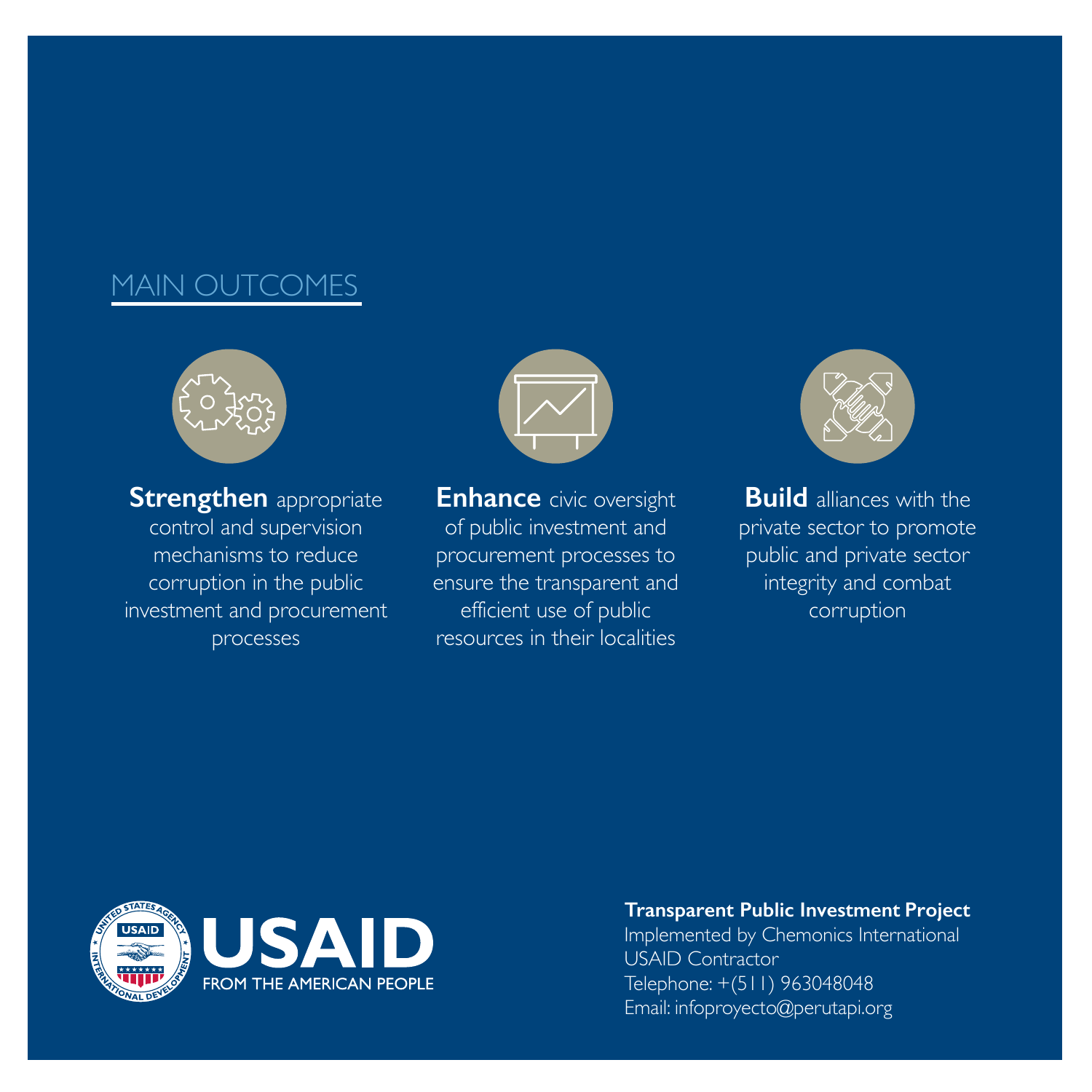## MAIN OUTCOMES

**Strengthen** appropriate control and supervision mechanisms to reduce corruption in the public investment and procurement processes

**Enhance** civic oversight of public investment and procurement processes to ensure the transparent and efficient use of public resources in their localities

**Build** alliances with the private sector to promote public and private sector integrity and combat corruption

USAID
FROM THE AMERICAN PEOPLE

**Transparent Public Investment Project**
Implemented by Chemonics International
USAID Contractor
Telephone: +(511) 963048048
Email: infoproyecto@perutapi.org